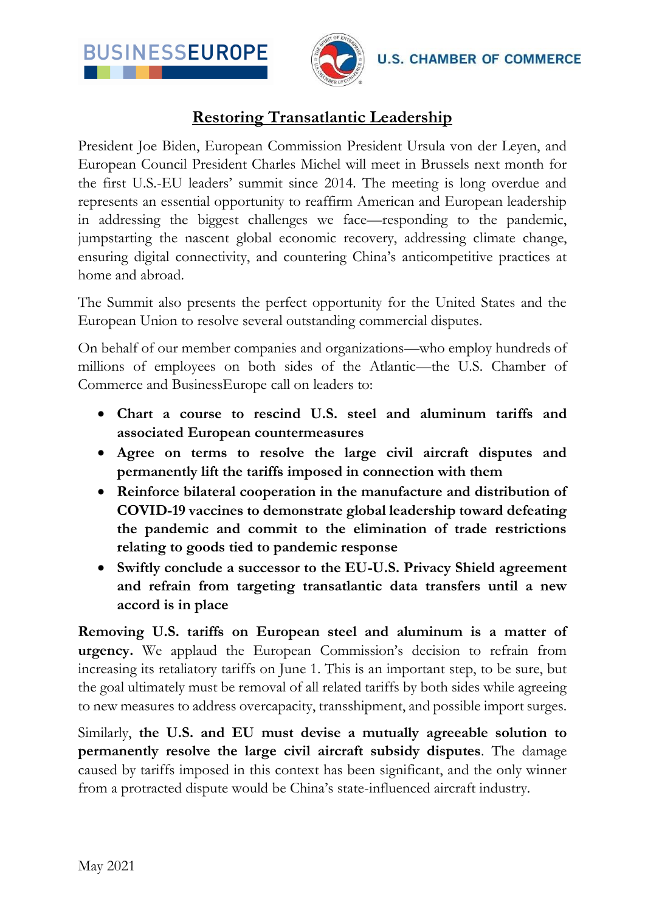BUSINESSEUROPE U.S. CHAMBER OF COMMERCE

# Restoring Transatlantic Leadership

President Joe Biden, European Commission President Ursula von der Leyen, and European Council President Charles Michel will meet in Brussels next month for the first U.S.-EU leaders' summit since 2014. The meeting is long overdue and represents an essential opportunity to reaffirm American and European leadership in addressing the biggest challenges we face—responding to the pandemic, jumpstarting the nascent global economic recovery, addressing climate change, ensuring digital connectivity, and countering China's anticompetitive practices at home and abroad.

The Summit also presents the perfect opportunity for the United States and the European Union to resolve several outstanding commercial disputes.

On behalf of our member companies and organizations—who employ hundreds of millions of employees on both sides of the Atlantic—the U.S. Chamber of Commerce and BusinessEurope call on leaders to:

- **Chart a course to rescind U.S. steel and aluminum tariffs and associated European countermeasures**
- **Agree on terms to resolve the large civil aircraft disputes and permanently lift the tariffs imposed in connection with them**
- **Reinforce bilateral cooperation in the manufacture and distribution of COVID-19 vaccines to demonstrate global leadership toward defeating the pandemic and commit to the elimination of trade restrictions relating to goods tied to pandemic response**
- **Swiftly conclude a successor to the EU-U.S. Privacy Shield agreement and refrain from targeting transatlantic data transfers until a new accord is in place**

**Removing U.S. tariffs on European steel and aluminum is a matter of urgency.** We applaud the European Commission's decision to refrain from increasing its retaliatory tariffs on June 1. This is an important step, to be sure, but the goal ultimately must be removal of all related tariffs by both sides while agreeing to new measures to address overcapacity, transshipment, and possible import surges.

Similarly, **the U.S. and EU must devise a mutually agreeable solution to permanently resolve the large civil aircraft subsidy disputes**. The damage caused by tariffs imposed in this context has been significant, and the only winner from a protracted dispute would be China's state-influenced aircraft industry.

May 2021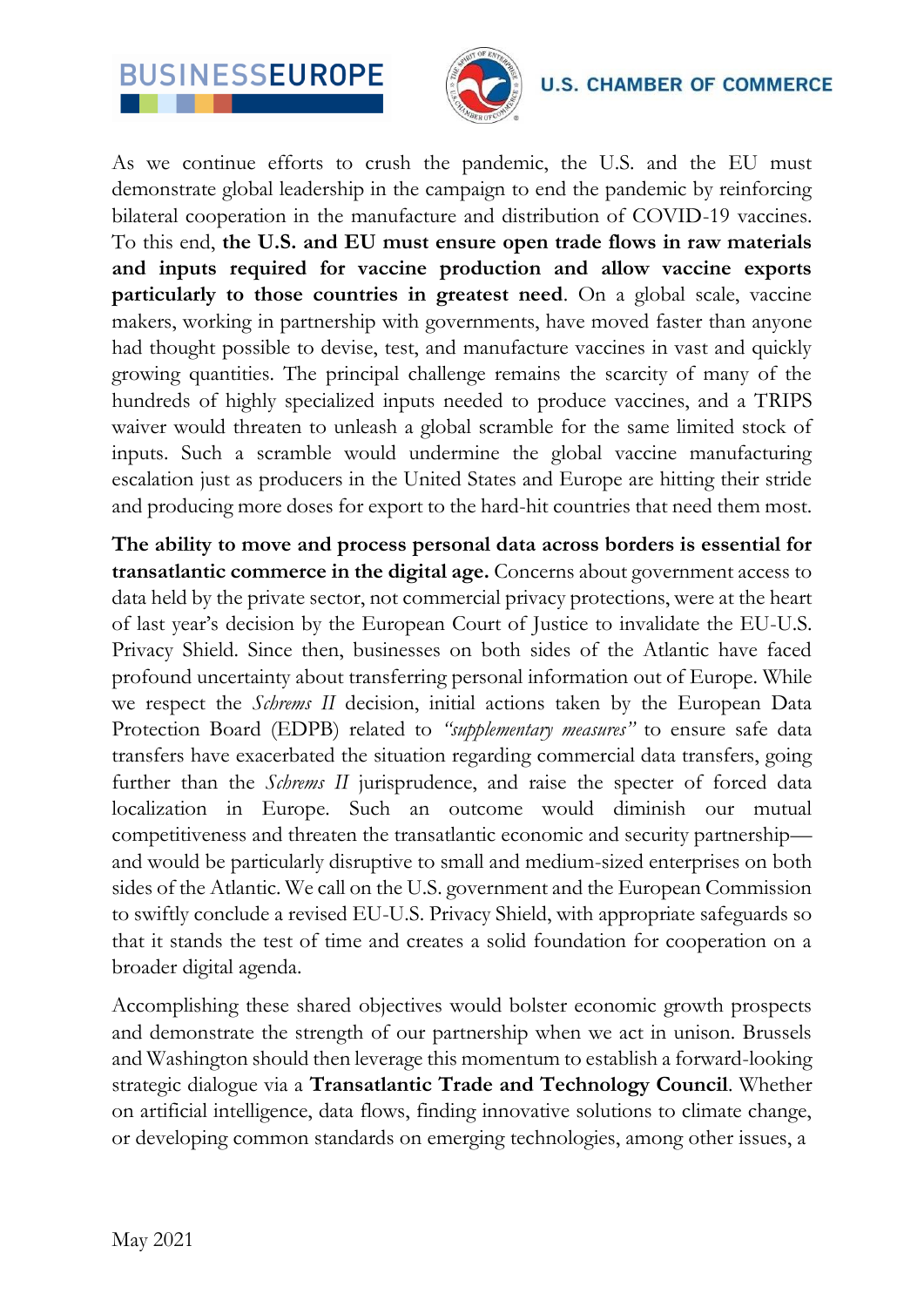As we continue efforts to crush the pandemic, the U.S. and the EU must demonstrate global leadership in the campaign to end the pandemic by reinforcing bilateral cooperation in the manufacture and distribution of COVID-19 vaccines. To this end, **the U.S. and EU must ensure open trade flows in raw materials and inputs required for vaccine production and allow vaccine exports particularly to those countries in greatest need**. On a global scale, vaccine makers, working in partnership with governments, have moved faster than anyone had thought possible to devise, test, and manufacture vaccines in vast and quickly growing quantities. The principal challenge remains the scarcity of many of the hundreds of highly specialized inputs needed to produce vaccines, and a TRIPS waiver would threaten to unleash a global scramble for the same limited stock of inputs. Such a scramble would undermine the global vaccine manufacturing escalation just as producers in the United States and Europe are hitting their stride and producing more doses for export to the hard-hit countries that need them most.

**The ability to move and process personal data across borders is essential for transatlantic commerce in the digital age.** Concerns about government access to data held by the private sector, not commercial privacy protections, were at the heart of last year's decision by the European Court of Justice to invalidate the EU-U.S. Privacy Shield. Since then, businesses on both sides of the Atlantic have faced profound uncertainty about transferring personal information out of Europe. While we respect the *Schrems II* decision, initial actions taken by the European Data Protection Board (EDPB) related to *"supplementary measures"* to ensure safe data transfers have exacerbated the situation regarding commercial data transfers, going further than the *Schrems II* jurisprudence, and raise the specter of forced data localization in Europe. Such an outcome would diminish our mutual competitiveness and threaten the transatlantic economic and security partnership—and would be particularly disruptive to small and medium-sized enterprises on both sides of the Atlantic. We call on the U.S. government and the European Commission to swiftly conclude a revised EU-U.S. Privacy Shield, with appropriate safeguards so that it stands the test of time and creates a solid foundation for cooperation on a broader digital agenda.

Accomplishing these shared objectives would bolster economic growth prospects and demonstrate the strength of our partnership when we act in unison. Brussels and Washington should then leverage this momentum to establish a forward-looking strategic dialogue via a **Transatlantic Trade and Technology Council**. Whether on artificial intelligence, data flows, finding innovative solutions to climate change, or developing common standards on emerging technologies, among other issues, a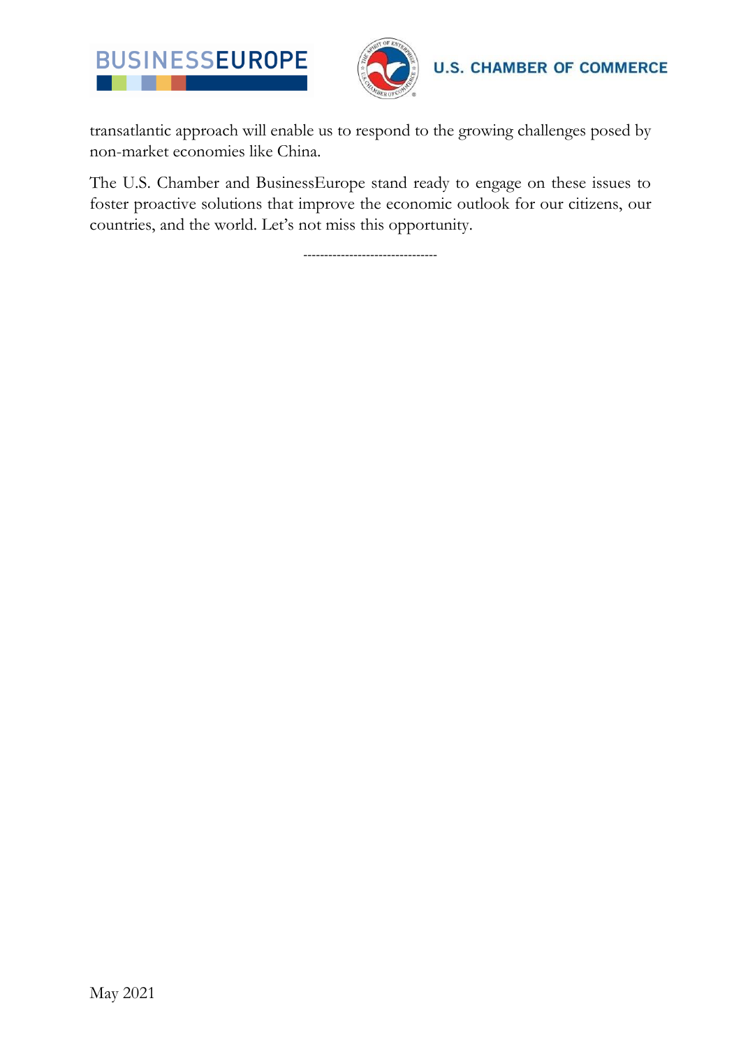transatlantic approach will enable us to respond to the growing challenges posed by non-market economies like China.

The U.S. Chamber and BusinessEurope stand ready to engage on these issues to foster proactive solutions that improve the economic outlook for our citizens, our countries, and the world. Let's not miss this opportunity.

--------------------------------

May 2021